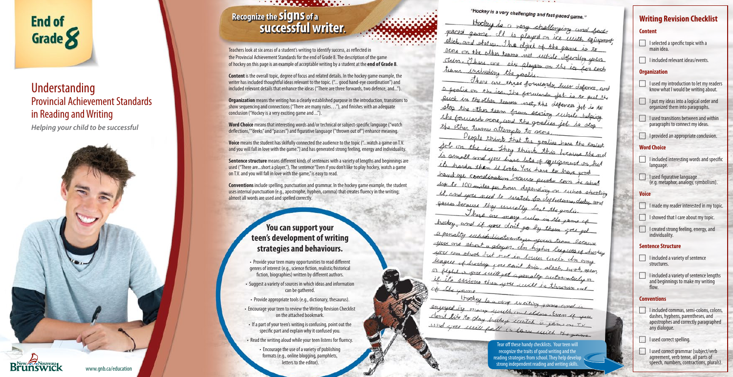# End of Grade 8

## Understanding Provincial Achievement Standards in Reading and Writing

*Helping your child to be successful*

## Recognize the signs of a successful writer.

Teachers look at six areas of a student's writing to identify success, as reflected in the Provincial Achievement Standards for the end of Grade 8. The description of the game of hockey on this page is an example of acceptable writing by a student at the **end of Grade 8**.

**Content** is the overall topic, degree of focus and related details. In the hockey game example, the writer has included thoughtful ideas relevant to the topic. ("... good hand-eye coordination") and included relevant details that enhance the ideas ("There are three forwards, two defence, and...").

**Organization** means the writing has a clearly established purpose in the introduction, transitions to show sequencing and connections ("There are many rules. . ."), and finishes with an adequate conclusion ("Hockey is a very exciting game and ...").

**Word Choice** means that interesting words and/or technical or subject-specific language ("watch deflections," "deeks" and "passes") and figurative language ("thrown out of") enhance meaning.

**Voice** means the student has skilfully connected the audience to the topic ("...watch a game on T.V. and you will fall in love with the game.") and has generated strong feeling, energy and individuality.

**Sentence structure** means different kinds of sentences with a variety of lengths and beginnings are used ("There are...short a player."). The sentence "Even if you don't like to play hockey, watch a game on T.V. and you will fall in love with the game," is easy to read.

**Conventions** include spelling, punctuation and grammar. In the hockey game example, the student uses internal punctuation (e.g., apostrophe, hyphen, comma) that creates fluency in the writing; almost all words are used and spelled correctly.

### You can support your teen's development of writing strategies and behaviours.

- Provide your teen many opportunities to read different genres of interest (e.g., science fiction, realistic/historical fiction, biographies) written by different authors.
- Suggest a variety of sources in which ideas and information can be gathered.
- Provide appropriate tools (e.g., dictionary, thesaurus).
- Encourage your teen to review the Writing Revision Checklist on the attached bookmark.
- If a part of your teen's writing is confusing, point out the specific part and explain why it confused you.
- Read the writing aloud while your teen listens for fluency.
- Encourage the use of a variety of publishing formats (e.g., online blogging, pamphlets, letters to the editor).

"Hockey is a very challenging and fast-paced game."

Hockey is a very challenging and fast-paced game. It is played on ice with equipment, stick, and skates. The object of the game is to score on the other teams net while defending your own. There are six players on the ice for each team including the goalie.

There are three forwards, two defence, and a goalie on the ice. The forwards job is to put the puck in the other teams net, the defences job is to stop the other team from scoring while helping the forwards score, and the goalies job is stop the other teams attempts to score.

People think that the goalies have the easiest job on the ice. They think this because the net is small and you have lots of equipment on, but its harder then it looks. You have to have good hand-eye coordination because pucks can be shot up to 100 miles per hour depending on whos shooting it, and you need to watch for deflections, deeks, and passes because they usually beat the goalie.

There are many rules in the game of hockey, and if you don't go by them you get a penalty which disadvantages your team because you are short a player. In higher leagues of hockey you can check but not in lower levels. In any league of hockey you can't trip, slash, hook, spear, or fight or you will get a penalty automatically or if its serious then you will be thrown out of the game.

Hockey is a very exciting game and is enjoyed by many youth and elders. Even if you don't like to play hockey watch a game on T.V. and you will fall in love with the game.

Tear off these handy checklists. Your teen will recognize the traits of good writing and the reading strategies from school. They help develop strong independent reading and writing skills.

## Writing Revision Checklist

### Content
- ☐ I selected a specific topic with a main idea.
- ☐ I included relevant ideas/events.

### Organization
- ☐ I used my introduction to let my readers know what I would be writing about.
- ☐ I put my ideas into a logical order and organized them into paragraphs.
- ☐ I used transitions between and within paragraphs to connect my ideas.
- ☐ I provided an appropriate conclusion.

### Word Choice
- ☐ I included interesting words and specific language.
- ☐ I used figurative language (e.g. metaphor, analogy, symbolism).

### Voice
- ☐ I made my reader interested in my topic.
- ☐ I showed that I care about my topic.
- ☐ I created strong feeling, energy, and individuality.

### Sentence Structure
- ☐ I included a variety of sentence structures.
- ☐ I included a variety of sentence lengths and beginnings to make my writing flow.

### Conventions
- ☐ I included commas, semi-colons, colons, dashes, hyphens, parentheses, and apostrophes and correctly paragraphed any dialogue.
- ☐ I used correct spelling.
- ☐ I used correct grammar (subject/verb agreement, verb tense, all parts of speech, numbers, contractions, plurals).

New Brunswick / Nouveau Brunswick

www.gnb.ca/education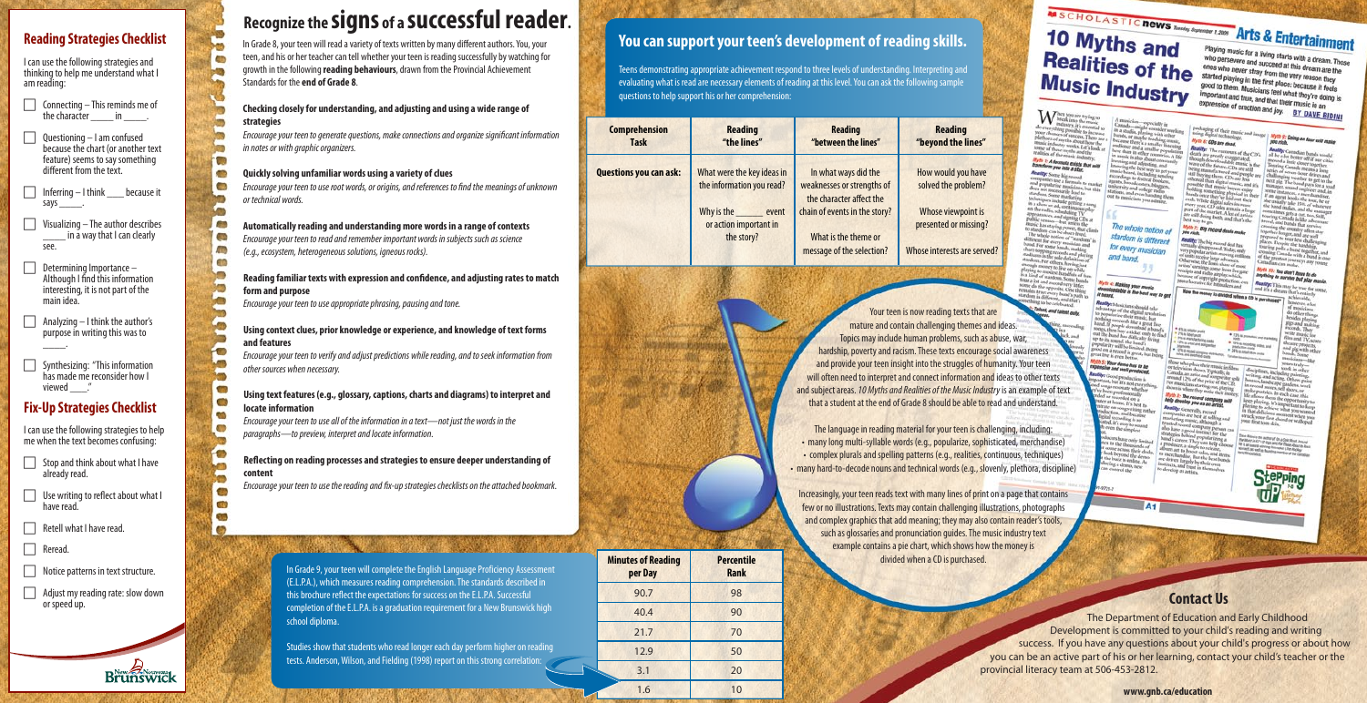## Reading Strategies Checklist

I can use the following strategies and thinking to help me understand what I am reading:

- [ ] Connecting – This reminds me of the character _____ in _____.
- [ ] Questioning – I am confused because the chart (or another text feature) seems to say something different from the text.
- [ ] Inferring – I think ____ because it says _____.
- [ ] Visualizing – The author describes _____ in a way that I can clearly see.
- [ ] Determining Importance – Although I find this information interesting, it is not part of the main idea.
- [ ] Analyzing – I think the author's purpose in writing this was to _____.
- [ ] Synthesizing: "This information has made me reconsider how I viewed ___."

## Fix-Up Strategies Checklist

I can use the following strategies to help me when the text becomes confusing:

- [ ] Stop and think about what I have already read.
- [ ] Use writing to reflect about what I have read.
- [ ] Retell what I have read.
- [ ] Reread.
- [ ] Notice patterns in text structure.
- [ ] Adjust my reading rate: slow down or speed up.

New Brunswick / Nouveau Brunswick

# Recognize the signs of a successful reader.

In Grade 8, your teen will read a variety of texts written by many different authors. You, your teen, and his or her teacher can tell whether your teen is reading successfully by watching for growth in the following **reading behaviours**, drawn from the Provincial Achievement Standards for the **end of Grade 8**.

**Checking closely for understanding, and adjusting and using a wide range of strategies**

*Encourage your teen to generate questions, make connections and organize significant information in notes or with graphic organizers.*

**Quickly solving unfamiliar words using a variety of clues**

*Encourage your teen to use root words, or origins, and references to find the meanings of unknown or technical words.*

**Automatically reading and understanding more words in a range of contexts**

*Encourage your teen to read and remember important words in subjects such as science (e.g., ecosystem, heterogeneous solutions, igneous rocks).*

**Reading familiar texts with expression and confidence, and adjusting rates to match form and purpose**

*Encourage your teen to use appropriate phrasing, pausing and tone.*

**Using context clues, prior knowledge or experience, and knowledge of text forms and features**

*Encourage your teen to verify and adjust predictions while reading, and to seek information from other sources when necessary.*

**Using text features (e.g., glossary, captions, charts and diagrams) to interpret and locate information**

*Encourage your teen to use all of the information in a text—not just the words in the paragraphs—to preview, interpret and locate information.*

**Reflecting on reading processes and strategies to ensure deeper understanding of content**

*Encourage your teen to use the reading and fix-up strategies checklists on the attached bookmark.*

In Grade 9, your teen will complete the English Language Proficiency Assessment (E.L.P.A.), which measures reading comprehension. The standards described in this brochure reflect the expectations for success on the E.L.P.A. Successful completion of the E.L.P.A. is a graduation requirement for a New Brunswick high school diploma.

Studies show that students who read longer each day perform higher on reading tests. Anderson, Wilson, and Fielding (1998) report on this strong correlation:

| Minutes of Reading per Day | Percentile Rank |
|---|---|
| 90.7 | 98 |
| 40.4 | 90 |
| 21.7 | 70 |
| 12.9 | 50 |
| 3.1 | 20 |
| 1.6 | 10 |

## You can support your teen's development of reading skills.

Teens demonstrating appropriate achievement respond to three levels of understanding. Interpreting and evaluating what is read are necessary elements of reading at this level. You can ask the following sample questions to help support his or her comprehension:

| Comprehension Task | Reading "the lines" | Reading "between the lines" | Reading "beyond the lines" |
|---|---|---|---|
| Questions you can ask: | What were the key ideas in the information you read?<br><br>Why is the _______ event or action important in the story? | In what ways did the weaknesses or strengths of the character affect the chain of events in the story?<br><br>What is the theme or message of the selection? | How would you have solved the problem?<br><br>Whose viewpoint is presented or missing?<br><br>Whose interests are served? |

Your teen is now reading texts that are mature and contain challenging themes and ideas. Topics may include human problems, such as abuse, war, hardship, poverty and racism. These texts encourage social awareness and provide your teen insight into the struggles of humanity. Your teen will often need to interpret and connect information and ideas to other texts and subject areas. *10 Myths and Realities of the Music Industry* is an example of text that a student at the end of Grade 8 should be able to read and understand.

The language in reading material for your teen is challenging, including:

- many long multi-syllable words (e.g., popularize, sophisticated, merchandise)
- complex plurals and spelling patterns (e.g., realities, continuous, techniques)
- many hard-to-decode nouns and technical words (e.g., slovenly, plethora, discipline)

Increasingly, your teen reads text with many lines of print on a page that contains few or no illustrations. Texts may contain challenging illustrations, photographs and complex graphics that add meaning; they may also contain reader's tools, such as glossaries and pronunciation guides. The music industry text example contains a pie chart, which shows how the money is divided when a CD is purchased.

## Contact Us

The Department of Education and Early Childhood Development is committed to your child's reading and writing success. If you have any questions about your child's progress or about how you can be an active part of his or her learning, contact your child's teacher or the provincial literacy team at 506-453-2812.

www.gnb.ca/education